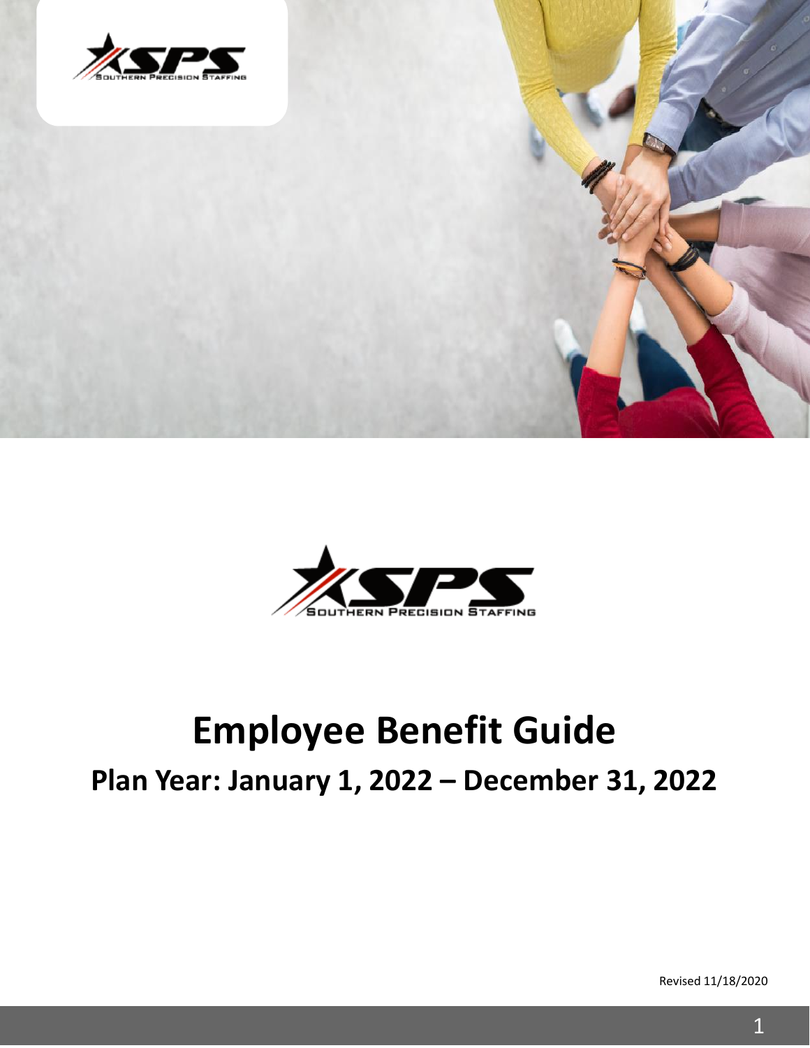# Employee Benefit Guide

## Plan Year: January 1, 2022 – December 31, 2022

Revised 11/18/2020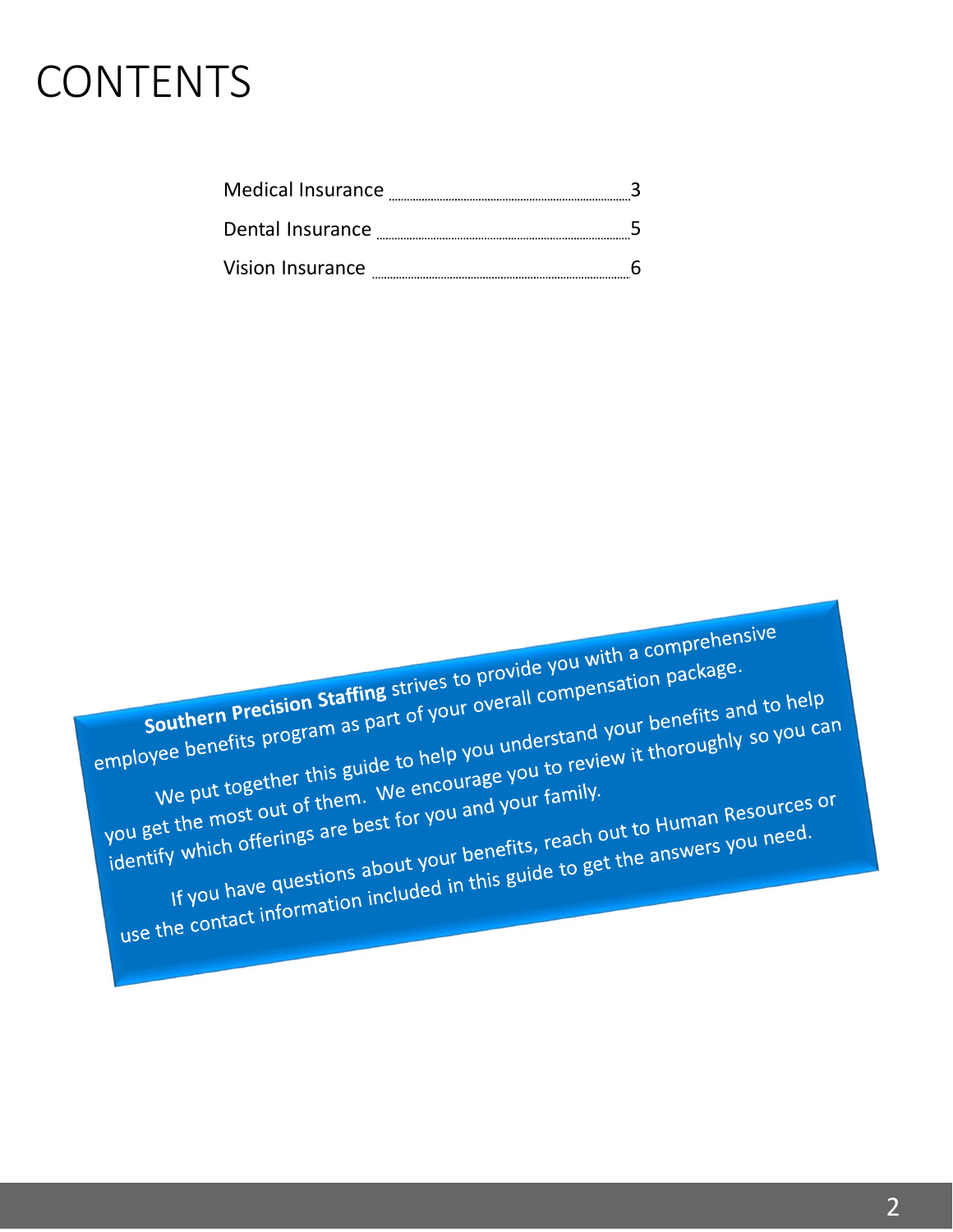# CONTENTS

| | |
|---|---|
| Medical Insurance | 3 |
| Dental Insurance | 5 |
| Vision Insurance | 6 |

**Southern Precision Staffing** strives to provide you with a comprehensive employee benefits program as part of your overall compensation package.

We put together this guide to help you understand your benefits and to help you get the most out of them. We encourage you to review it thoroughly so you can identify which offerings are best for you and your family.

If you have questions about your benefits, reach out to Human Resources or use the contact information included in this guide to get the answers you need.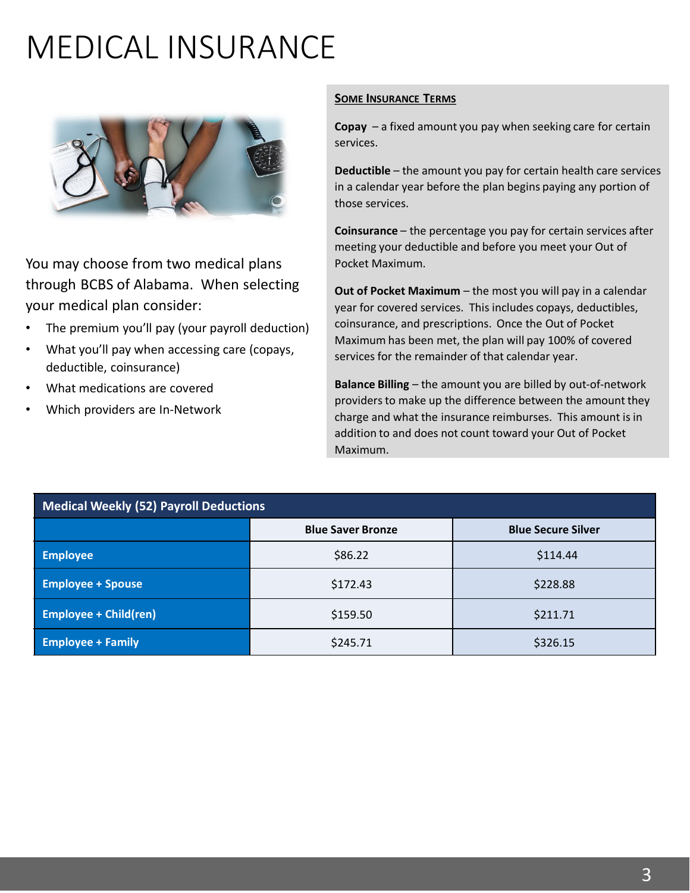# MEDICAL INSURANCE

You may choose from two medical plans through BCBS of Alabama. When selecting your medical plan consider:

- The premium you'll pay (your payroll deduction)
- What you'll pay when accessing care (copays, deductible, coinsurance)
- What medications are covered
- Which providers are In-Network

## Some Insurance Terms

**Copay** – a fixed amount you pay when seeking care for certain services.

**Deductible** – the amount you pay for certain health care services in a calendar year before the plan begins paying any portion of those services.

**Coinsurance** – the percentage you pay for certain services after meeting your deductible and before you meet your Out of Pocket Maximum.

**Out of Pocket Maximum** – the most you will pay in a calendar year for covered services. This includes copays, deductibles, coinsurance, and prescriptions. Once the Out of Pocket Maximum has been met, the plan will pay 100% of covered services for the remainder of that calendar year.

**Balance Billing** – the amount you are billed by out-of-network providers to make up the difference between the amount they charge and what the insurance reimburses. This amount is in addition to and does not count toward your Out of Pocket Maximum.

| Medical Weekly (52) Payroll Deductions | | |
|---|---|---|
| | **Blue Saver Bronze** | **Blue Secure Silver** |
| **Employee** | $86.22 | $114.44 |
| **Employee + Spouse** | $172.43 | $228.88 |
| **Employee + Child(ren)** | $159.50 | $211.71 |
| **Employee + Family** | $245.71 | $326.15 |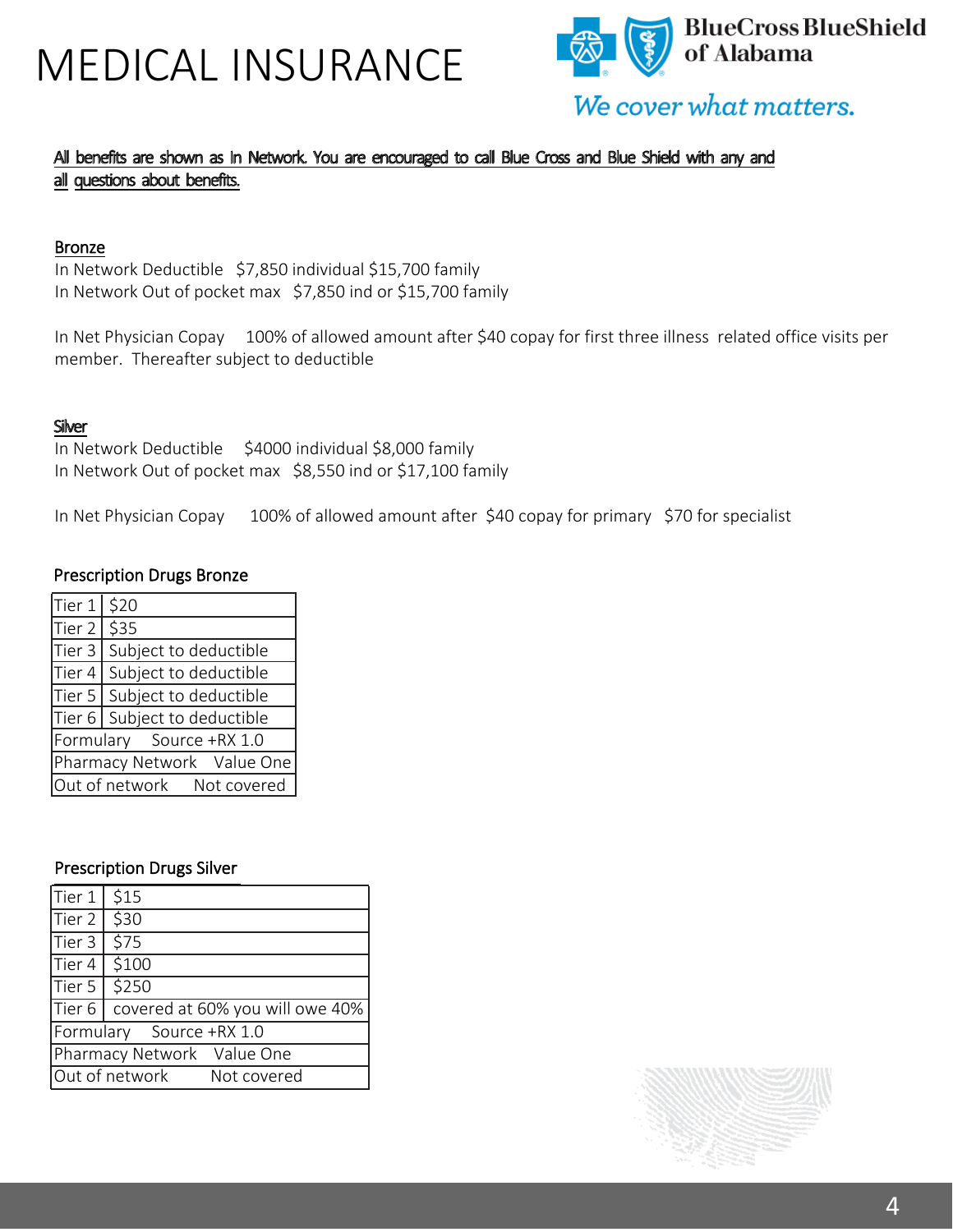# MEDICAL INSURANCE

BlueCross BlueShield of Alabama

*We cover what matters.*

All benefits are shown as In Network. You are encouraged to call Blue Cross and Blue Shield with any and all questions about benefits.

## Bronze

In Network Deductible   $7,850 individual $15,700 family
In Network Out of pocket max   $7,850 ind or $15,700 family

In Net Physician Copay   100% of allowed amount after $40 copay for first three illness related office visits per member. Thereafter subject to deductible

## Silver

In Network Deductible   $4000 individual $8,000 family
In Network Out of pocket max   $8,550 ind or $17,100 family

In Net Physician Copay   100% of allowed amount after $40 copay for primary   $70 for specialist

### Prescription Drugs Bronze

| | |
|---|---|
| Tier 1 | $20 |
| Tier 2 | $35 |
| Tier 3 | Subject to deductible |
| Tier 4 | Subject to deductible |
| Tier 5 | Subject to deductible |
| Tier 6 | Subject to deductible |
| Formulary | Source +RX 1.0 |
| Pharmacy Network | Value One |
| Out of network | Not covered |

### Prescription Drugs Silver

| | |
|---|---|
| Tier 1 | $15 |
| Tier 2 | $30 |
| Tier 3 | $75 |
| Tier 4 | $100 |
| Tier 5 | $250 |
| Tier 6 | covered at 60% you will owe 40% |
| Formulary | Source +RX 1.0 |
| Pharmacy Network | Value One |
| Out of network | Not covered |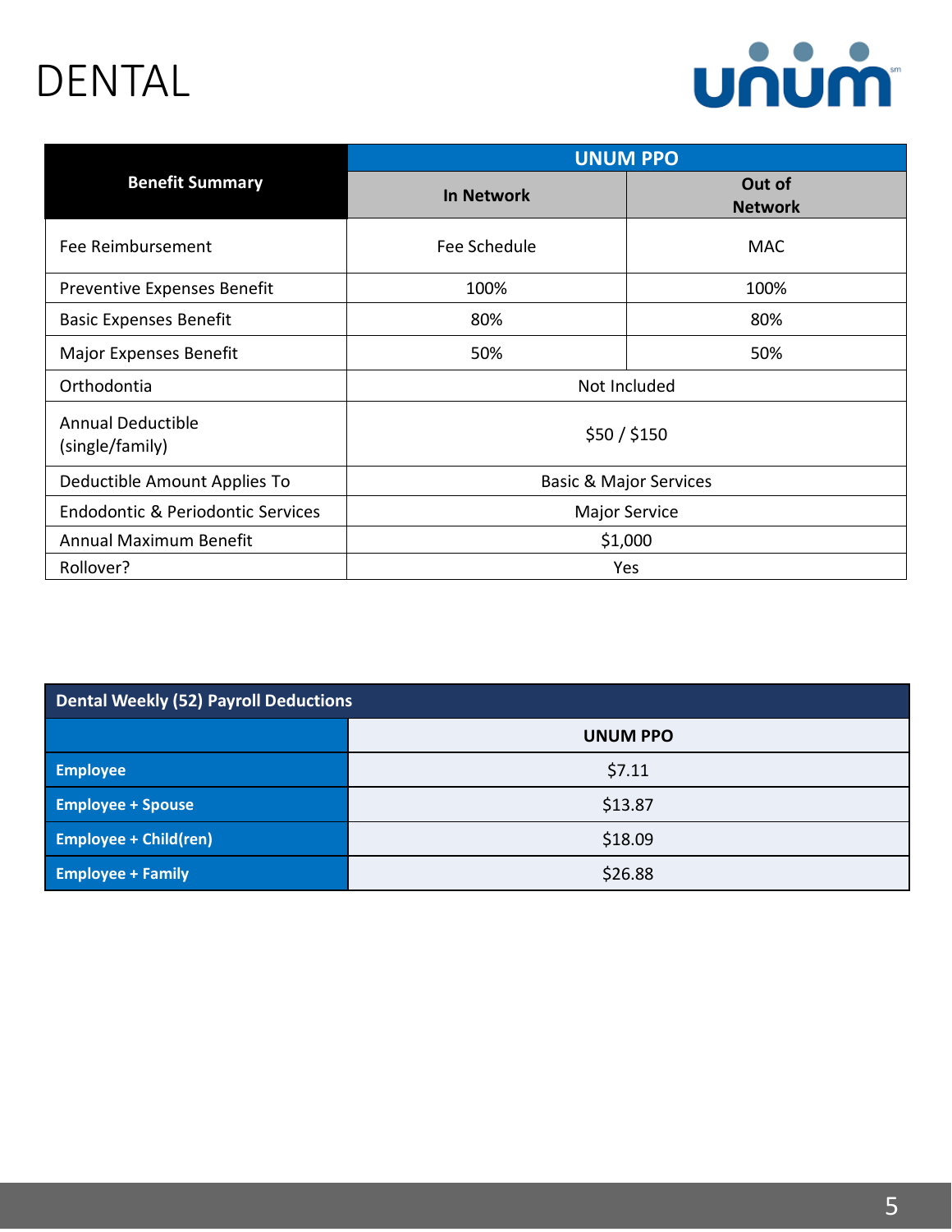# DENTAL

| Benefit Summary | UNUM PPO | |
|---|---|---|
| | In Network | Out of Network |
| Fee Reimbursement | Fee Schedule | MAC |
| Preventive Expenses Benefit | 100% | 100% |
| Basic Expenses Benefit | 80% | 80% |
| Major Expenses Benefit | 50% | 50% |
| Orthodontia | Not Included | |
| Annual Deductible (single/family) | $50 / $150 | |
| Deductible Amount Applies To | Basic & Major Services | |
| Endodontic & Periodontic Services | Major Service | |
| Annual Maximum Benefit | $1,000 | |
| Rollover? | Yes | |

| Dental Weekly (52) Payroll Deductions | |
|---|---|
| | UNUM PPO |
| Employee | $7.11 |
| Employee + Spouse | $13.87 |
| Employee + Child(ren) | $18.09 |
| Employee + Family | $26.88 |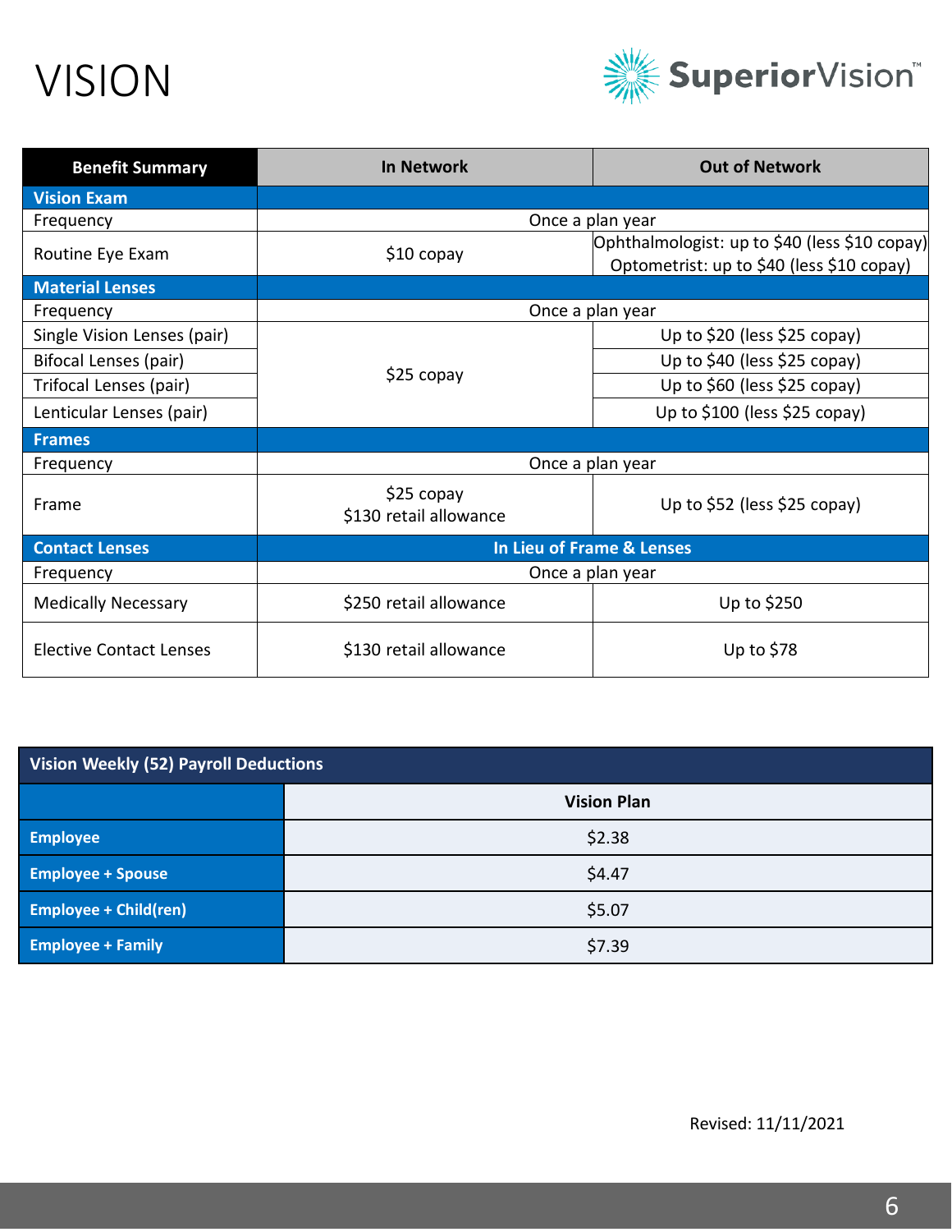# VISION

SuperiorVision™

| Benefit Summary | In Network | Out of Network |
|---|---|---|
| **Vision Exam** | | |
| Frequency | Once a plan year | |
| Routine Eye Exam | $10 copay | Ophthalmologist: up to $40 (less $10 copay)<br>Optometrist: up to $40 (less $10 copay) |
| **Material Lenses** | | |
| Frequency | Once a plan year | |
| Single Vision Lenses (pair) | $25 copay | Up to $20 (less $25 copay) |
| Bifocal Lenses (pair) | | Up to $40 (less $25 copay) |
| Trifocal Lenses (pair) | | Up to $60 (less $25 copay) |
| Lenticular Lenses (pair) | | Up to $100 (less $25 copay) |
| **Frames** | | |
| Frequency | Once a plan year | |
| Frame | $25 copay<br>$130 retail allowance | Up to $52 (less $25 copay) |
| **Contact Lenses** | **In Lieu of Frame & Lenses** | |
| Frequency | Once a plan year | |
| Medically Necessary | $250 retail allowance | Up to $250 |
| Elective Contact Lenses | $130 retail allowance | Up to $78 |

**Vision Weekly (52) Payroll Deductions**

| | Vision Plan |
|---|---|
| **Employee** | $2.38 |
| **Employee + Spouse** | $4.47 |
| **Employee + Child(ren)** | $5.07 |
| **Employee + Family** | $7.39 |

Revised: 11/11/2021